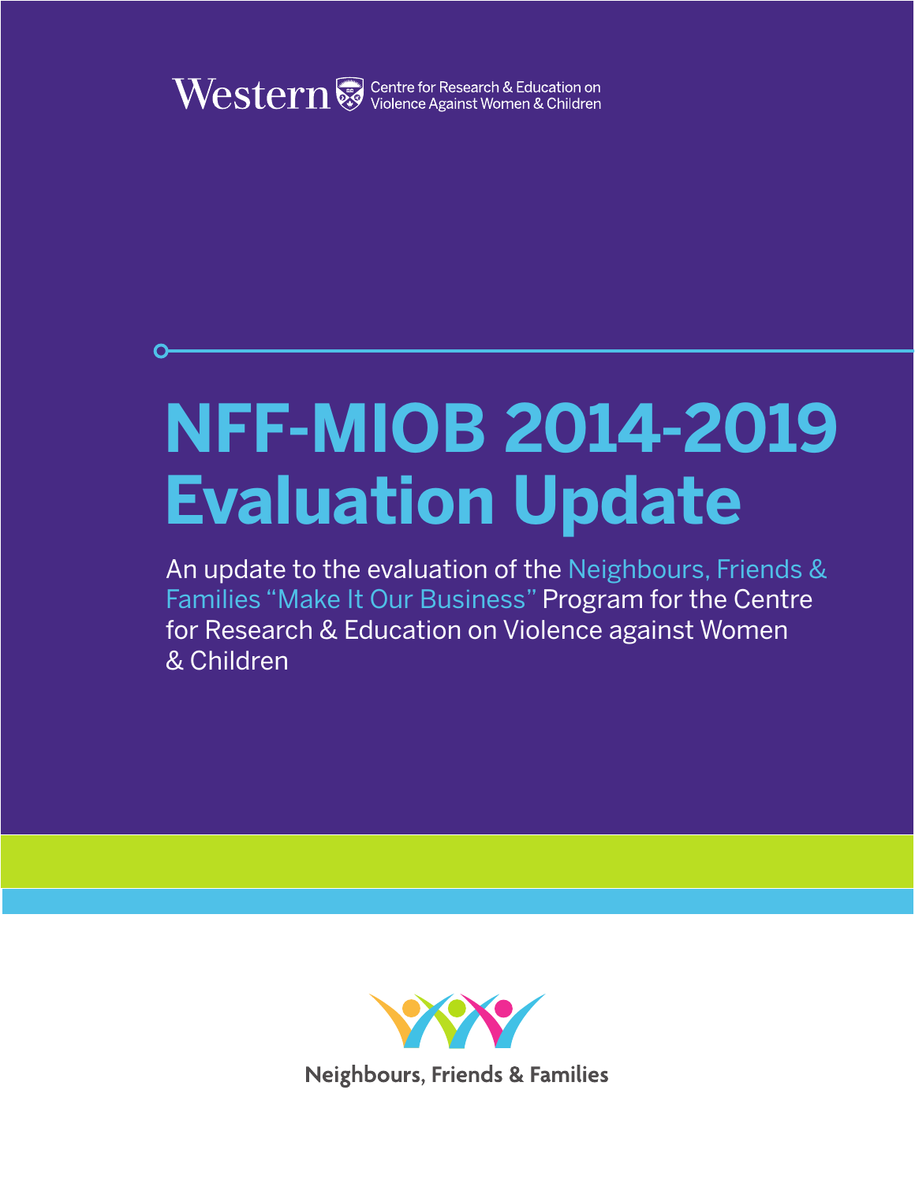Western Centre for Research & Education on Violence Against Women & Children

# NFF-MIOB 2014-2019 Evaluation Update

An update to the evaluation of the Neighbours, Friends & Families "Make It Our Business" Program for the Centre for Research & Education on Violence against Women & Children

Neighbours, Friends & Families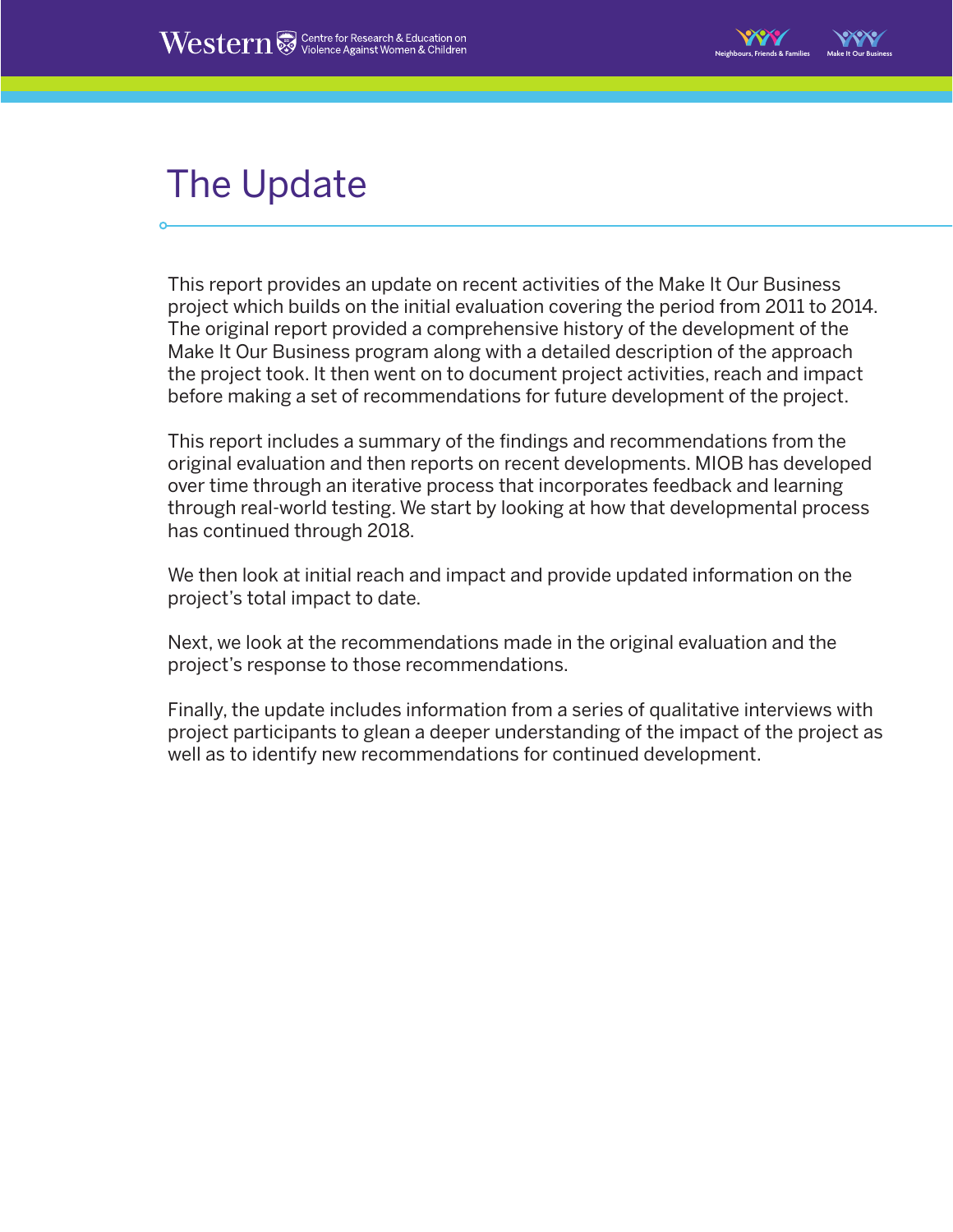# The Update

This report provides an update on recent activities of the Make It Our Business project which builds on the initial evaluation covering the period from 2011 to 2014. The original report provided a comprehensive history of the development of the Make It Our Business program along with a detailed description of the approach the project took. It then went on to document project activities, reach and impact before making a set of recommendations for future development of the project.

This report includes a summary of the findings and recommendations from the original evaluation and then reports on recent developments. MIOB has developed over time through an iterative process that incorporates feedback and learning through real-world testing. We start by looking at how that developmental process has continued through 2018.

We then look at initial reach and impact and provide updated information on the project's total impact to date.

Next, we look at the recommendations made in the original evaluation and the project's response to those recommendations.

Finally, the update includes information from a series of qualitative interviews with project participants to glean a deeper understanding of the impact of the project as well as to identify new recommendations for continued development.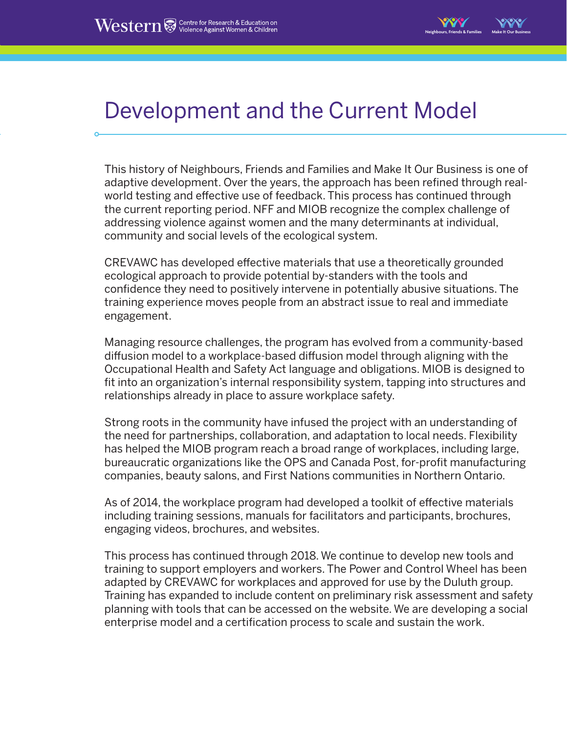# Development and the Current Model

This history of Neighbours, Friends and Families and Make It Our Business is one of adaptive development. Over the years, the approach has been refined through real-world testing and effective use of feedback. This process has continued through the current reporting period. NFF and MIOB recognize the complex challenge of addressing violence against women and the many determinants at individual, community and social levels of the ecological system.

CREVAWC has developed effective materials that use a theoretically grounded ecological approach to provide potential by-standers with the tools and confidence they need to positively intervene in potentially abusive situations. The training experience moves people from an abstract issue to real and immediate engagement.

Managing resource challenges, the program has evolved from a community-based diffusion model to a workplace-based diffusion model through aligning with the Occupational Health and Safety Act language and obligations. MIOB is designed to fit into an organization's internal responsibility system, tapping into structures and relationships already in place to assure workplace safety.

Strong roots in the community have infused the project with an understanding of the need for partnerships, collaboration, and adaptation to local needs. Flexibility has helped the MIOB program reach a broad range of workplaces, including large, bureaucratic organizations like the OPS and Canada Post, for-profit manufacturing companies, beauty salons, and First Nations communities in Northern Ontario.

As of 2014, the workplace program had developed a toolkit of effective materials including training sessions, manuals for facilitators and participants, brochures, engaging videos, brochures, and websites.

This process has continued through 2018. We continue to develop new tools and training to support employers and workers. The Power and Control Wheel has been adapted by CREVAWC for workplaces and approved for use by the Duluth group. Training has expanded to include content on preliminary risk assessment and safety planning with tools that can be accessed on the website. We are developing a social enterprise model and a certification process to scale and sustain the work.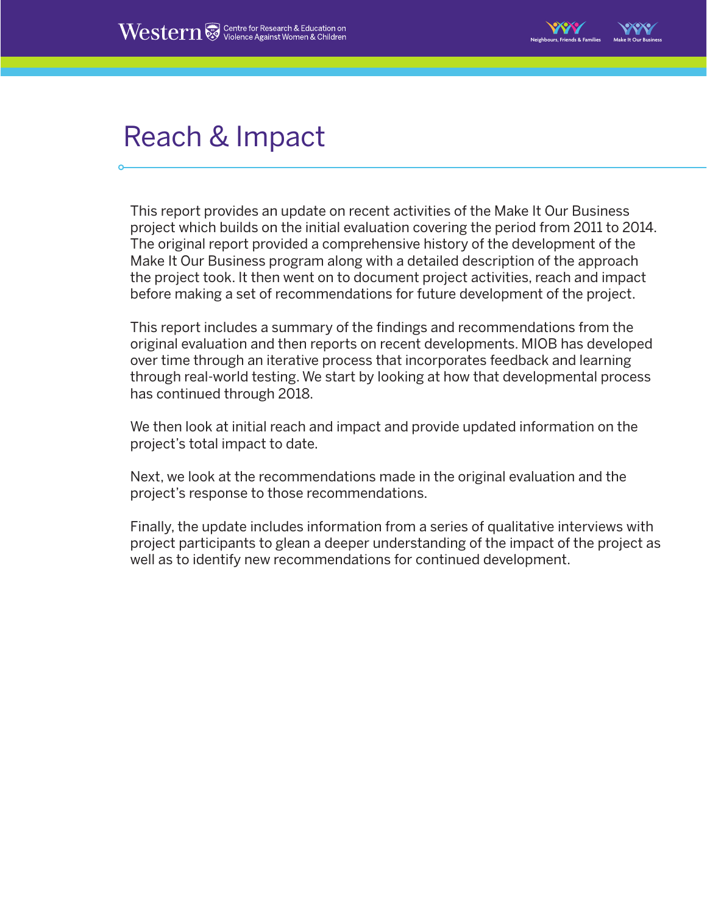# Reach & Impact

This report provides an update on recent activities of the Make It Our Business project which builds on the initial evaluation covering the period from 2011 to 2014. The original report provided a comprehensive history of the development of the Make It Our Business program along with a detailed description of the approach the project took. It then went on to document project activities, reach and impact before making a set of recommendations for future development of the project.

This report includes a summary of the findings and recommendations from the original evaluation and then reports on recent developments. MIOB has developed over time through an iterative process that incorporates feedback and learning through real-world testing. We start by looking at how that developmental process has continued through 2018.

We then look at initial reach and impact and provide updated information on the project's total impact to date.

Next, we look at the recommendations made in the original evaluation and the project's response to those recommendations.

Finally, the update includes information from a series of qualitative interviews with project participants to glean a deeper understanding of the impact of the project as well as to identify new recommendations for continued development.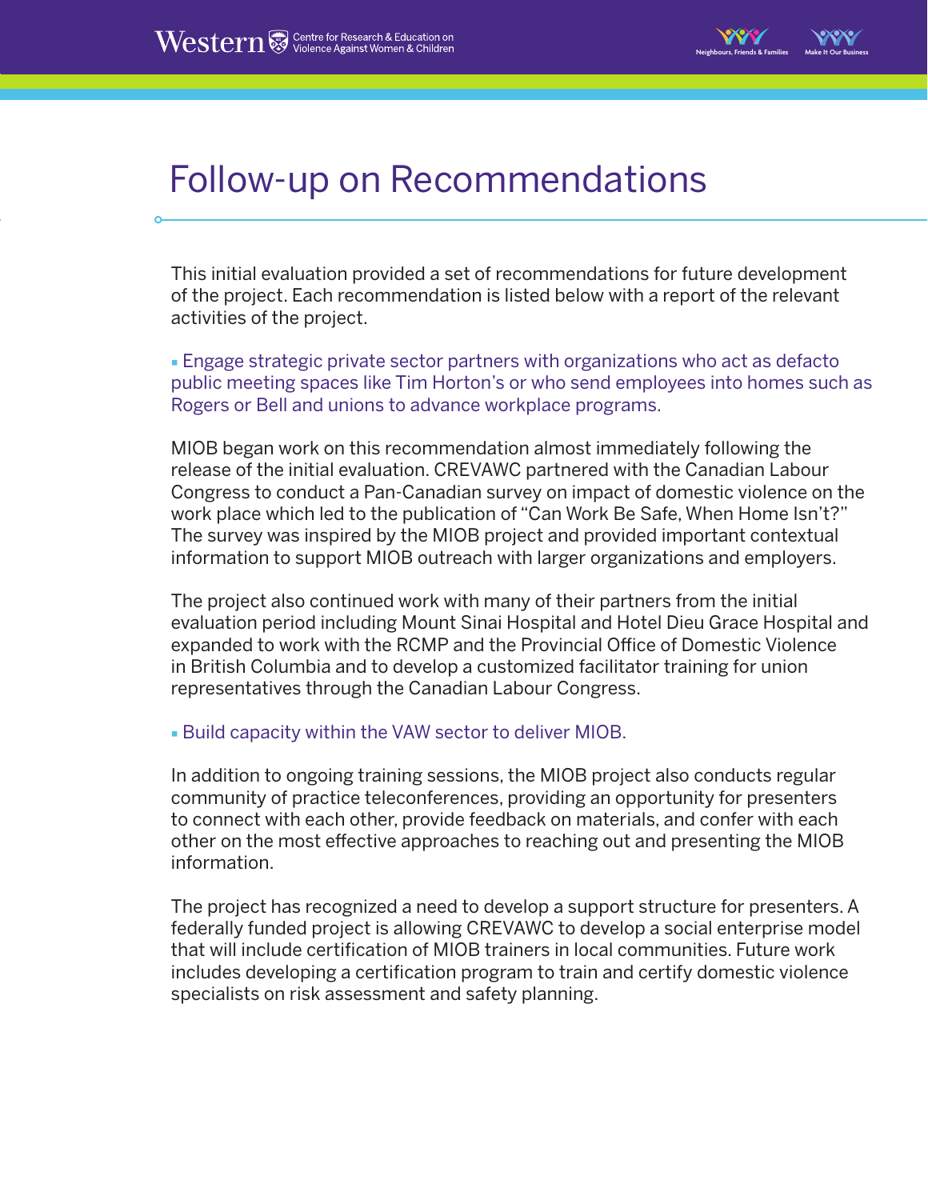# Follow-up on Recommendations

This initial evaluation provided a set of recommendations for future development of the project. Each recommendation is listed below with a report of the relevant activities of the project.

- Engage strategic private sector partners with organizations who act as defacto public meeting spaces like Tim Horton's or who send employees into homes such as Rogers or Bell and unions to advance workplace programs.

MIOB began work on this recommendation almost immediately following the release of the initial evaluation. CREVAWC partnered with the Canadian Labour Congress to conduct a Pan-Canadian survey on impact of domestic violence on the work place which led to the publication of "Can Work Be Safe, When Home Isn't?" The survey was inspired by the MIOB project and provided important contextual information to support MIOB outreach with larger organizations and employers.

The project also continued work with many of their partners from the initial evaluation period including Mount Sinai Hospital and Hotel Dieu Grace Hospital and expanded to work with the RCMP and the Provincial Office of Domestic Violence in British Columbia and to develop a customized facilitator training for union representatives through the Canadian Labour Congress.

- Build capacity within the VAW sector to deliver MIOB.

In addition to ongoing training sessions, the MIOB project also conducts regular community of practice teleconferences, providing an opportunity for presenters to connect with each other, provide feedback on materials, and confer with each other on the most effective approaches to reaching out and presenting the MIOB information.

The project has recognized a need to develop a support structure for presenters. A federally funded project is allowing CREVAWC to develop a social enterprise model that will include certification of MIOB trainers in local communities. Future work includes developing a certification program to train and certify domestic violence specialists on risk assessment and safety planning.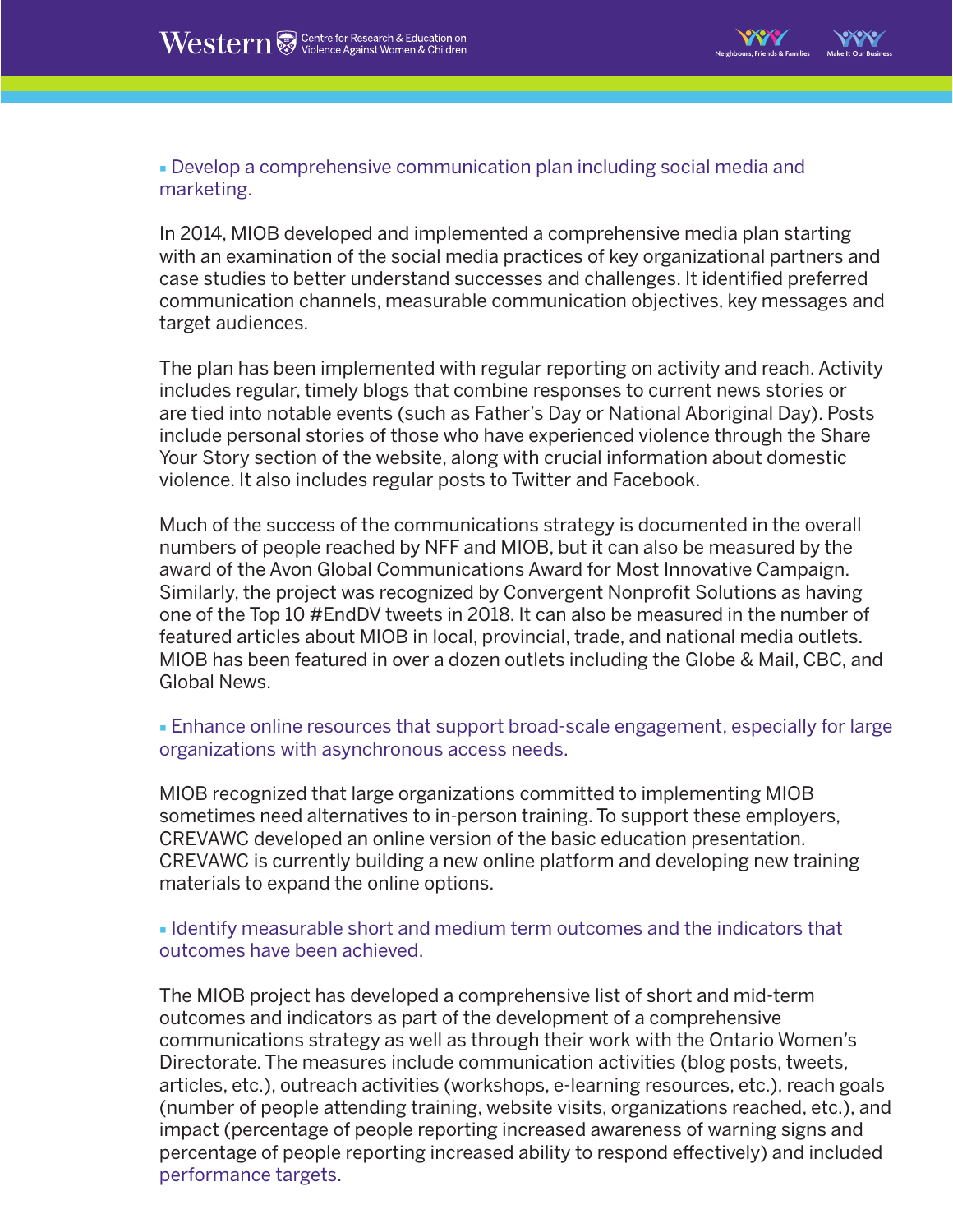- Develop a comprehensive communication plan including social media and marketing.

In 2014, MIOB developed and implemented a comprehensive media plan starting with an examination of the social media practices of key organizational partners and case studies to better understand successes and challenges. It identified preferred communication channels, measurable communication objectives, key messages and target audiences.

The plan has been implemented with regular reporting on activity and reach. Activity includes regular, timely blogs that combine responses to current news stories or are tied into notable events (such as Father's Day or National Aboriginal Day). Posts include personal stories of those who have experienced violence through the Share Your Story section of the website, along with crucial information about domestic violence. It also includes regular posts to Twitter and Facebook.

Much of the success of the communications strategy is documented in the overall numbers of people reached by NFF and MIOB, but it can also be measured by the award of the Avon Global Communications Award for Most Innovative Campaign. Similarly, the project was recognized by Convergent Nonprofit Solutions as having one of the Top 10 #EndDV tweets in 2018. It can also be measured in the number of featured articles about MIOB in local, provincial, trade, and national media outlets. MIOB has been featured in over a dozen outlets including the Globe & Mail, CBC, and Global News.

- Enhance online resources that support broad-scale engagement, especially for large organizations with asynchronous access needs.

MIOB recognized that large organizations committed to implementing MIOB sometimes need alternatives to in-person training. To support these employers, CREVAWC developed an online version of the basic education presentation. CREVAWC is currently building a new online platform and developing new training materials to expand the online options.

- Identify measurable short and medium term outcomes and the indicators that outcomes have been achieved.

The MIOB project has developed a comprehensive list of short and mid-term outcomes and indicators as part of the development of a comprehensive communications strategy as well as through their work with the Ontario Women's Directorate. The measures include communication activities (blog posts, tweets, articles, etc.), outreach activities (workshops, e-learning resources, etc.), reach goals (number of people attending training, website visits, organizations reached, etc.), and impact (percentage of people reporting increased awareness of warning signs and percentage of people reporting increased ability to respond effectively) and included performance targets.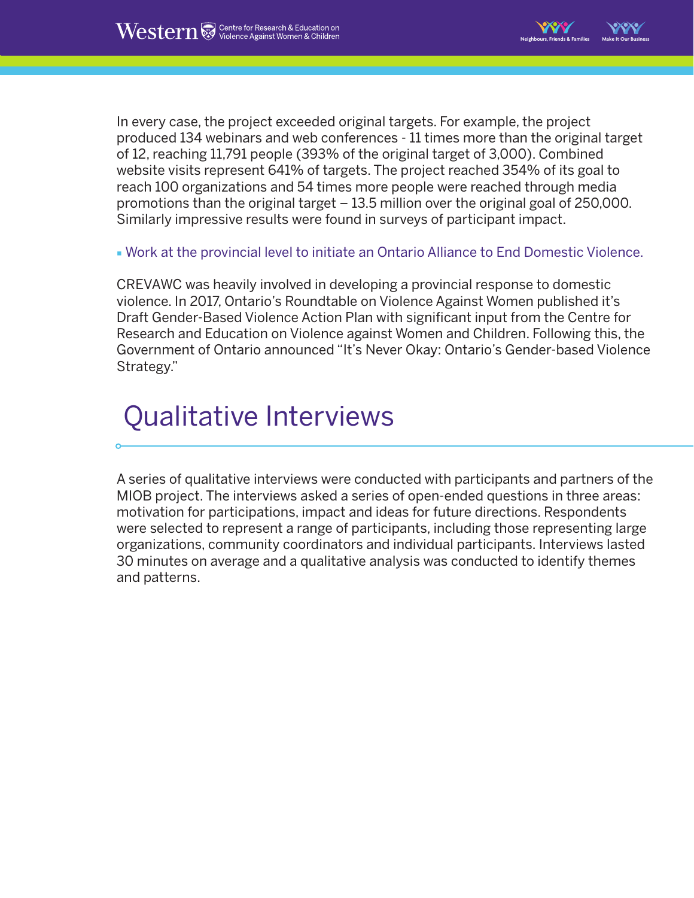In every case, the project exceeded original targets. For example, the project produced 134 webinars and web conferences - 11 times more than the original target of 12, reaching 11,791 people (393% of the original target of 3,000). Combined website visits represent 641% of targets. The project reached 354% of its goal to reach 100 organizations and 54 times more people were reached through media promotions than the original target – 13.5 million over the original goal of 250,000. Similarly impressive results were found in surveys of participant impact.

- Work at the provincial level to initiate an Ontario Alliance to End Domestic Violence.

CREVAWC was heavily involved in developing a provincial response to domestic violence. In 2017, Ontario's Roundtable on Violence Against Women published it's Draft Gender-Based Violence Action Plan with significant input from the Centre for Research and Education on Violence against Women and Children. Following this, the Government of Ontario announced "It's Never Okay: Ontario's Gender-based Violence Strategy."

## Qualitative Interviews

A series of qualitative interviews were conducted with participants and partners of the MIOB project. The interviews asked a series of open-ended questions in three areas: motivation for participations, impact and ideas for future directions. Respondents were selected to represent a range of participants, including those representing large organizations, community coordinators and individual participants. Interviews lasted 30 minutes on average and a qualitative analysis was conducted to identify themes and patterns.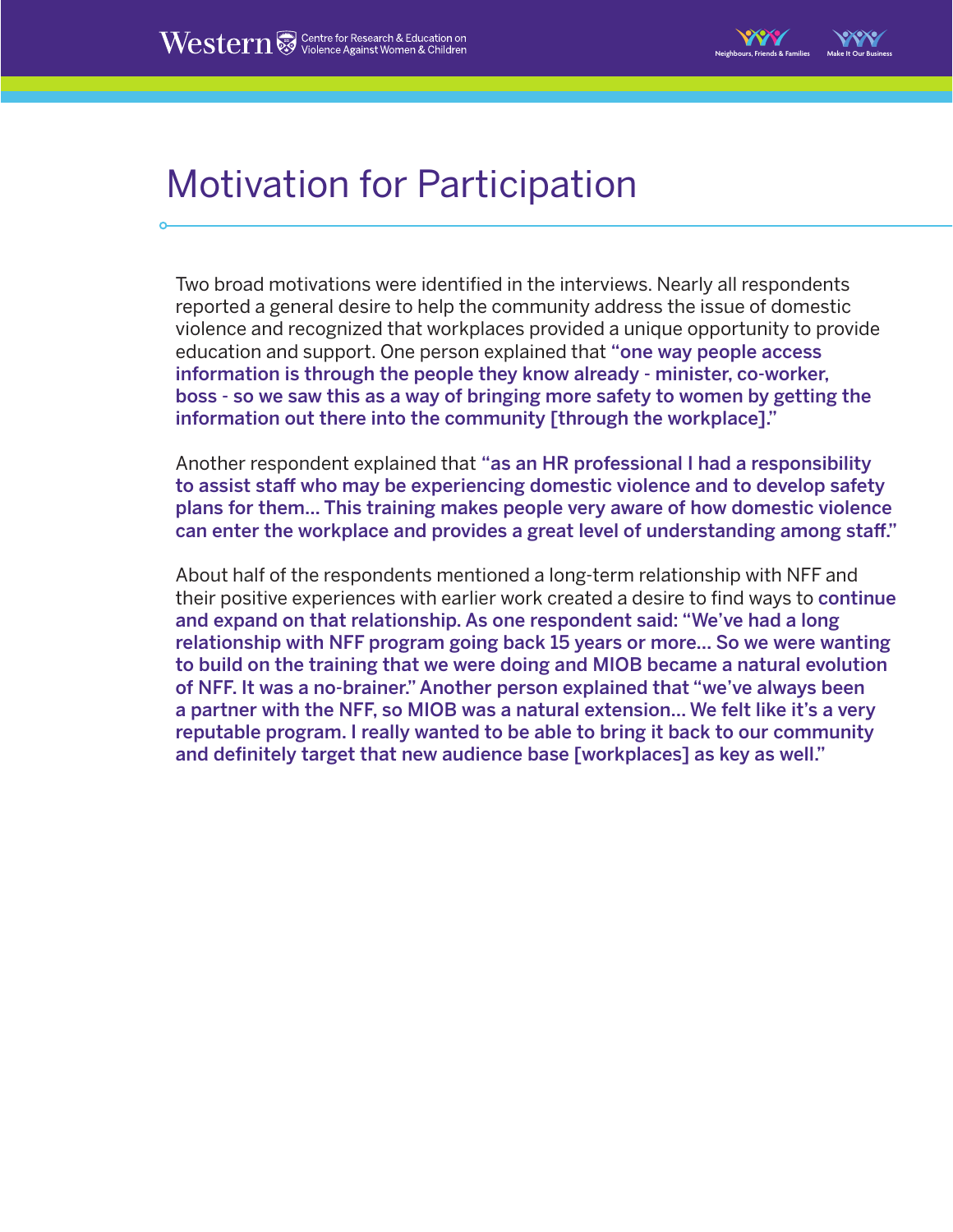# Motivation for Participation

Two broad motivations were identified in the interviews. Nearly all respondents reported a general desire to help the community address the issue of domestic violence and recognized that workplaces provided a unique opportunity to provide education and support. One person explained that **"one way people access information is through the people they know already - minister, co-worker, boss - so we saw this as a way of bringing more safety to women by getting the information out there into the community [through the workplace]."**

Another respondent explained that **"as an HR professional I had a responsibility to assist staff who may be experiencing domestic violence and to develop safety plans for them... This training makes people very aware of how domestic violence can enter the workplace and provides a great level of understanding among staff."**

About half of the respondents mentioned a long-term relationship with NFF and their positive experiences with earlier work created a desire to find ways to **continue and expand on that relationship. As one respondent said: "We've had a long relationship with NFF program going back 15 years or more... So we were wanting to build on the training that we were doing and MIOB became a natural evolution of NFF. It was a no-brainer." Another person explained that "we've always been a partner with the NFF, so MIOB was a natural extension... We felt like it's a very reputable program. I really wanted to be able to bring it back to our community and definitely target that new audience base [workplaces] as key as well."**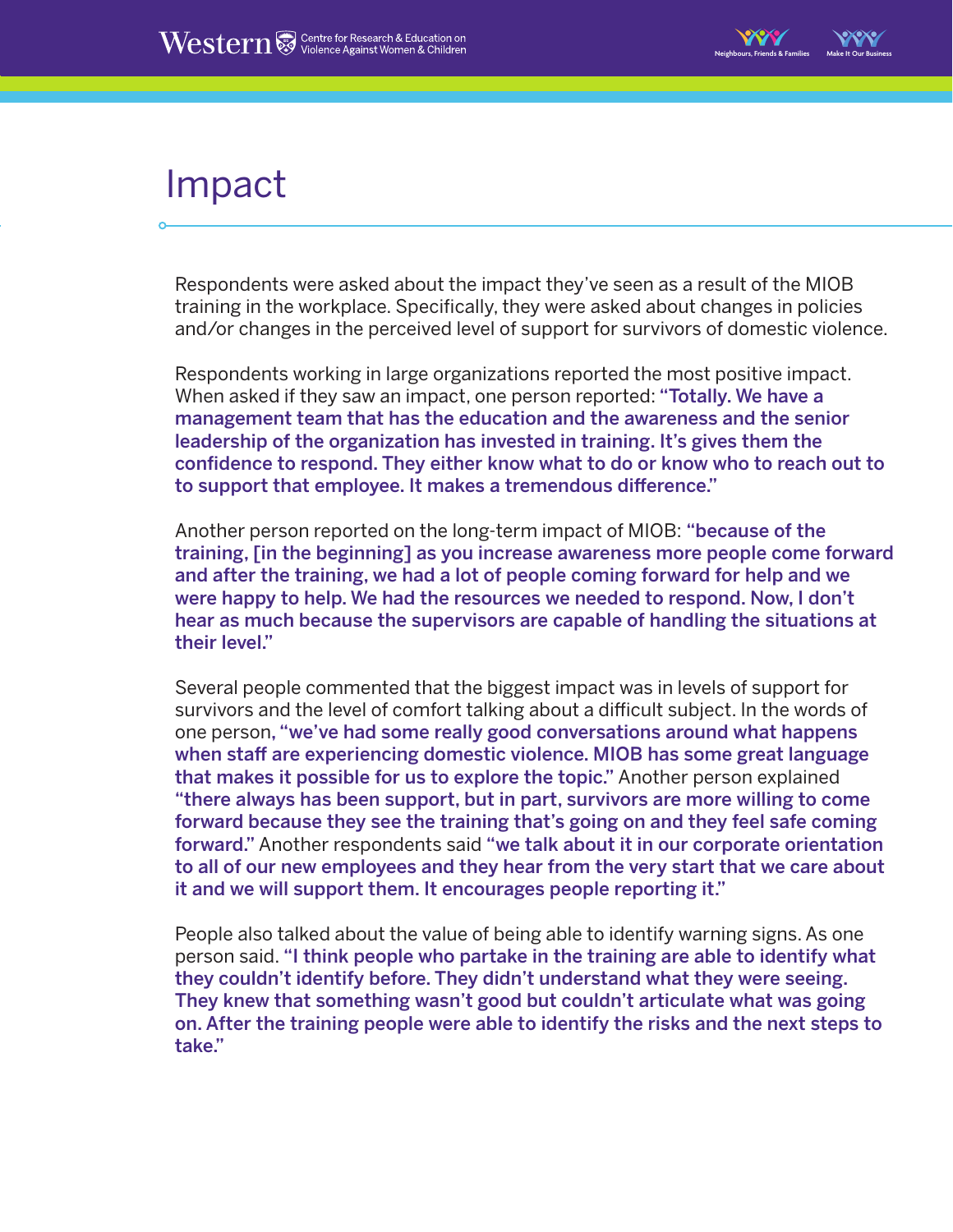# Impact

Respondents were asked about the impact they've seen as a result of the MIOB training in the workplace. Specifically, they were asked about changes in policies and/or changes in the perceived level of support for survivors of domestic violence.

Respondents working in large organizations reported the most positive impact. When asked if they saw an impact, one person reported: **"Totally. We have a management team that has the education and the awareness and the senior leadership of the organization has invested in training. It's gives them the confidence to respond. They either know what to do or know who to reach out to to support that employee. It makes a tremendous difference."**

Another person reported on the long-term impact of MIOB: **"because of the training, [in the beginning] as you increase awareness more people come forward and after the training, we had a lot of people coming forward for help and we were happy to help. We had the resources we needed to respond. Now, I don't hear as much because the supervisors are capable of handling the situations at their level."**

Several people commented that the biggest impact was in levels of support for survivors and the level of comfort talking about a difficult subject. In the words of one person, **"we've had some really good conversations around what happens when staff are experiencing domestic violence. MIOB has some great language that makes it possible for us to explore the topic."** Another person explained **"there always has been support, but in part, survivors are more willing to come forward because they see the training that's going on and they feel safe coming forward."** Another respondents said **"we talk about it in our corporate orientation to all of our new employees and they hear from the very start that we care about it and we will support them. It encourages people reporting it."**

People also talked about the value of being able to identify warning signs. As one person said. **"I think people who partake in the training are able to identify what they couldn't identify before. They didn't understand what they were seeing. They knew that something wasn't good but couldn't articulate what was going on. After the training people were able to identify the risks and the next steps to take."**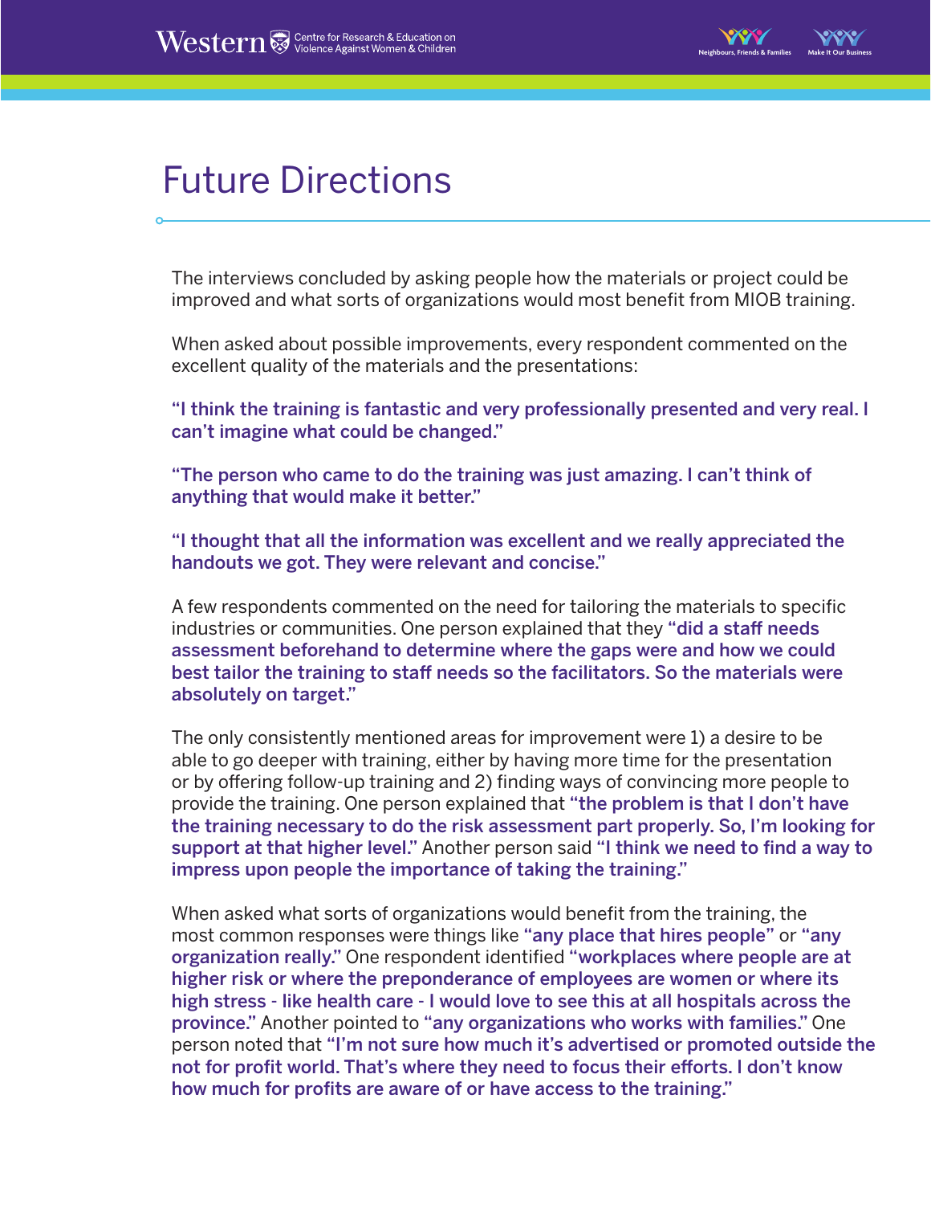# Future Directions

The interviews concluded by asking people how the materials or project could be improved and what sorts of organizations would most benefit from MIOB training.

When asked about possible improvements, every respondent commented on the excellent quality of the materials and the presentations:

**"I think the training is fantastic and very professionally presented and very real. I can't imagine what could be changed."**

**"The person who came to do the training was just amazing. I can't think of anything that would make it better."**

**"I thought that all the information was excellent and we really appreciated the handouts we got. They were relevant and concise."**

A few respondents commented on the need for tailoring the materials to specific industries or communities. One person explained that they **"did a staff needs assessment beforehand to determine where the gaps were and how we could best tailor the training to staff needs so the facilitators. So the materials were absolutely on target."**

The only consistently mentioned areas for improvement were 1) a desire to be able to go deeper with training, either by having more time for the presentation or by offering follow-up training and 2) finding ways of convincing more people to provide the training. One person explained that **"the problem is that I don't have the training necessary to do the risk assessment part properly. So, I'm looking for support at that higher level."** Another person said **"I think we need to find a way to impress upon people the importance of taking the training."**

When asked what sorts of organizations would benefit from the training, the most common responses were things like **"any place that hires people"** or **"any organization really."** One respondent identified **"workplaces where people are at higher risk or where the preponderance of employees are women or where its high stress - like health care - I would love to see this at all hospitals across the province."** Another pointed to **"any organizations who works with families."** One person noted that **"I'm not sure how much it's advertised or promoted outside the not for profit world. That's where they need to focus their efforts. I don't know how much for profits are aware of or have access to the training."**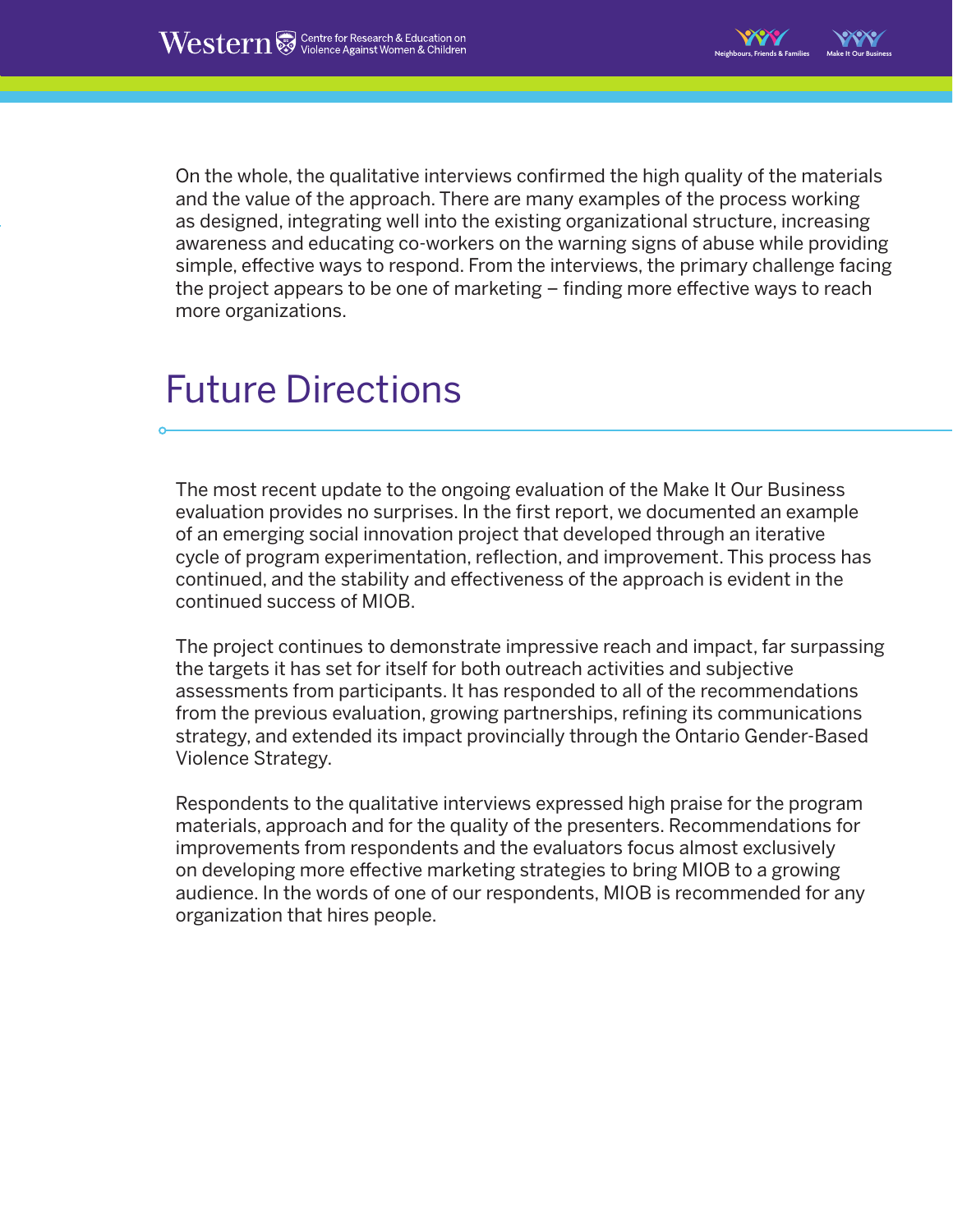On the whole, the qualitative interviews confirmed the high quality of the materials and the value of the approach. There are many examples of the process working as designed, integrating well into the existing organizational structure, increasing awareness and educating co-workers on the warning signs of abuse while providing simple, effective ways to respond. From the interviews, the primary challenge facing the project appears to be one of marketing – finding more effective ways to reach more organizations.

# Future Directions

The most recent update to the ongoing evaluation of the Make It Our Business evaluation provides no surprises. In the first report, we documented an example of an emerging social innovation project that developed through an iterative cycle of program experimentation, reflection, and improvement. This process has continued, and the stability and effectiveness of the approach is evident in the continued success of MIOB.

The project continues to demonstrate impressive reach and impact, far surpassing the targets it has set for itself for both outreach activities and subjective assessments from participants. It has responded to all of the recommendations from the previous evaluation, growing partnerships, refining its communications strategy, and extended its impact provincially through the Ontario Gender-Based Violence Strategy.

Respondents to the qualitative interviews expressed high praise for the program materials, approach and for the quality of the presenters. Recommendations for improvements from respondents and the evaluators focus almost exclusively on developing more effective marketing strategies to bring MIOB to a growing audience. In the words of one of our respondents, MIOB is recommended for any organization that hires people.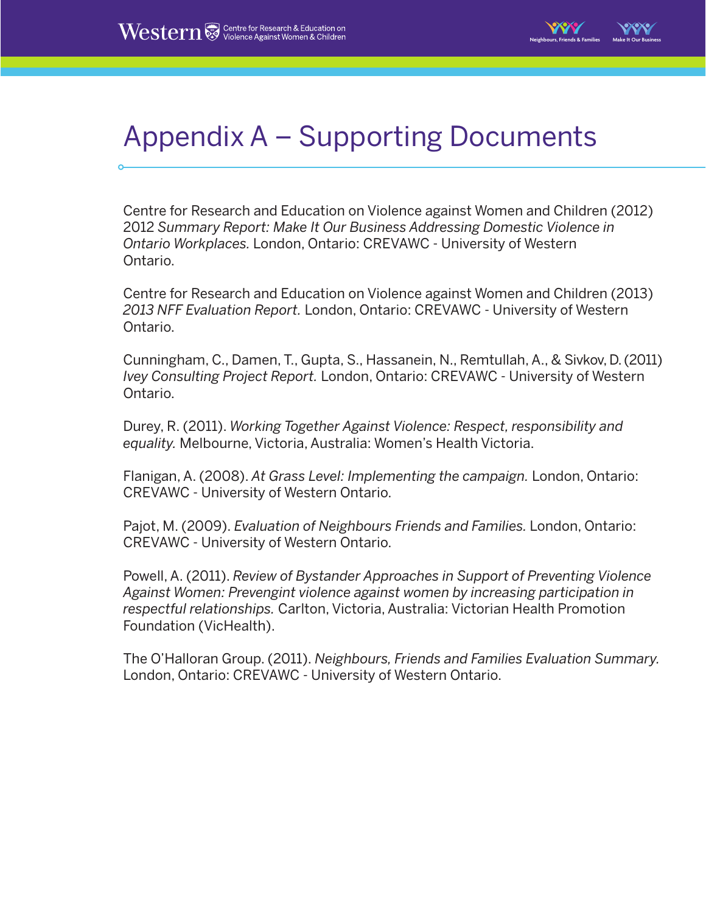# Appendix A – Supporting Documents

Centre for Research and Education on Violence against Women and Children (2012) 2012 *Summary Report: Make It Our Business Addressing Domestic Violence in Ontario Workplaces.* London, Ontario: CREVAWC - University of Western Ontario.

Centre for Research and Education on Violence against Women and Children (2013) *2013 NFF Evaluation Report.* London, Ontario: CREVAWC - University of Western Ontario.

Cunningham, C., Damen, T., Gupta, S., Hassanein, N., Remtullah, A., & Sivkov, D. (2011) *Ivey Consulting Project Report.* London, Ontario: CREVAWC - University of Western Ontario.

Durey, R. (2011). *Working Together Against Violence: Respect, responsibility and equality.* Melbourne, Victoria, Australia: Women's Health Victoria.

Flanigan, A. (2008). *At Grass Level: Implementing the campaign.* London, Ontario: CREVAWC - University of Western Ontario.

Pajot, M. (2009). *Evaluation of Neighbours Friends and Families.* London, Ontario: CREVAWC - University of Western Ontario.

Powell, A. (2011). *Review of Bystander Approaches in Support of Preventing Violence Against Women: Prevengint violence against women by increasing participation in respectful relationships.* Carlton, Victoria, Australia: Victorian Health Promotion Foundation (VicHealth).

The O'Halloran Group. (2011). *Neighbours, Friends and Families Evaluation Summary.* London, Ontario: CREVAWC - University of Western Ontario.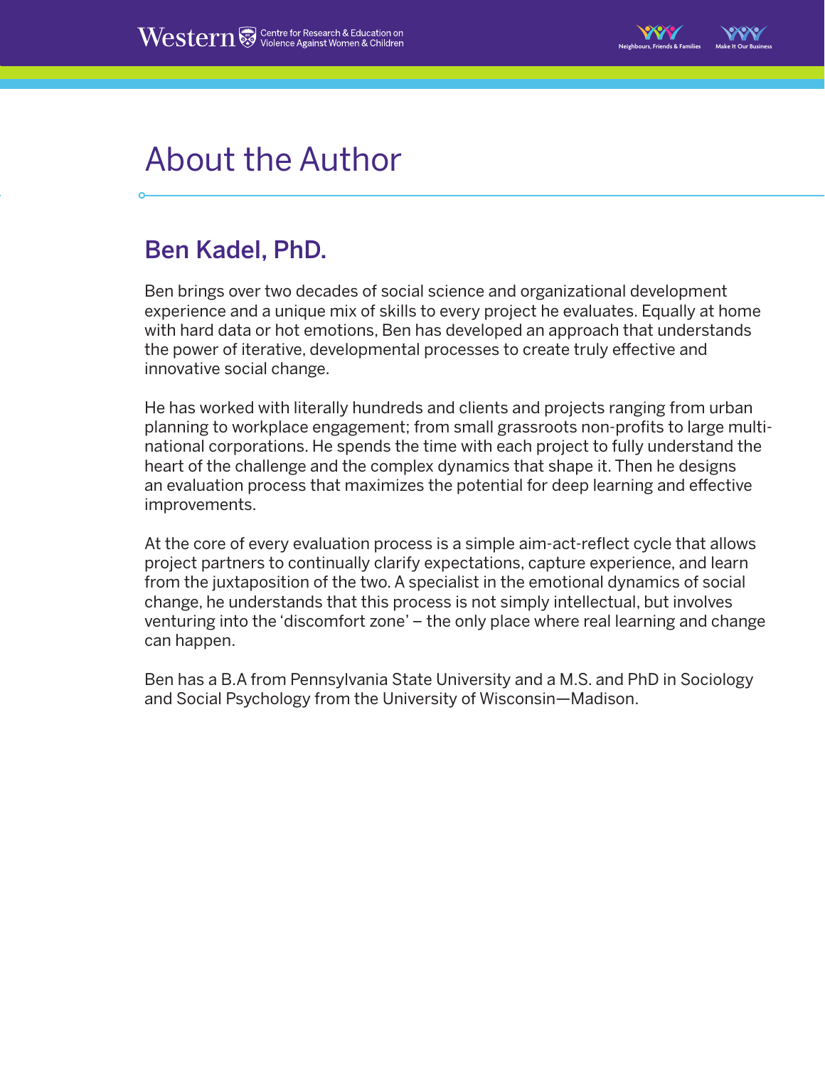# About the Author

## Ben Kadel, PhD.

Ben brings over two decades of social science and organizational development experience and a unique mix of skills to every project he evaluates. Equally at home with hard data or hot emotions, Ben has developed an approach that understands the power of iterative, developmental processes to create truly effective and innovative social change.

He has worked with literally hundreds and clients and projects ranging from urban planning to workplace engagement; from small grassroots non-profits to large multi-national corporations. He spends the time with each project to fully understand the heart of the challenge and the complex dynamics that shape it. Then he designs an evaluation process that maximizes the potential for deep learning and effective improvements.

At the core of every evaluation process is a simple aim-act-reflect cycle that allows project partners to continually clarify expectations, capture experience, and learn from the juxtaposition of the two. A specialist in the emotional dynamics of social change, he understands that this process is not simply intellectual, but involves venturing into the 'discomfort zone' – the only place where real learning and change can happen.

Ben has a B.A from Pennsylvania State University and a M.S. and PhD in Sociology and Social Psychology from the University of Wisconsin—Madison.